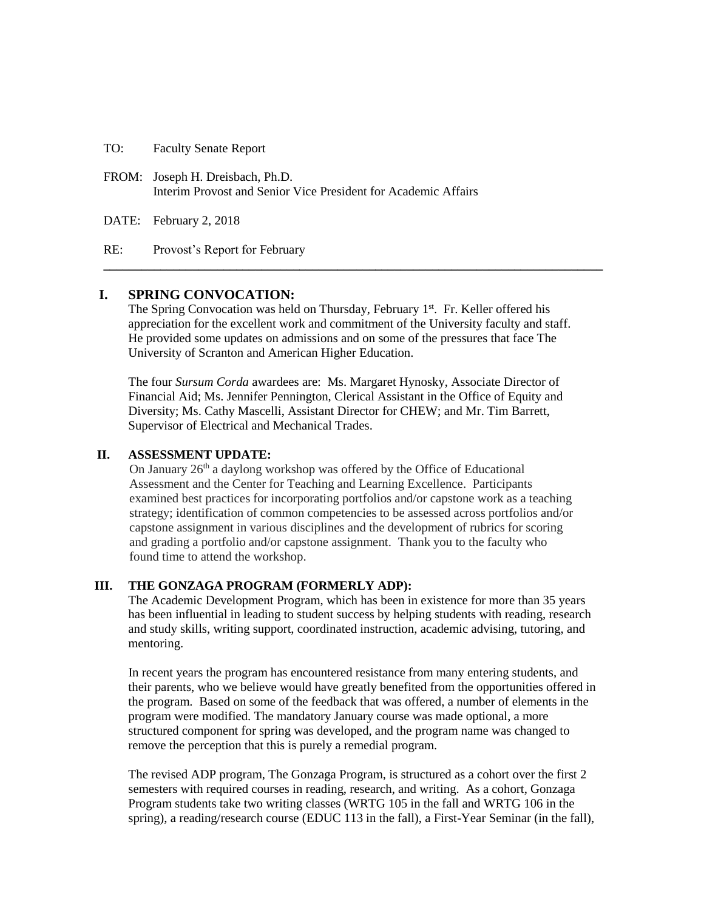TO: Faculty Senate Report

FROM: Joseph H. Dreisbach, Ph.D.
Interim Provost and Senior Vice President for Academic Affairs

DATE: February 2, 2018

RE: Provost's Report for February

---

## I. SPRING CONVOCATION:

The Spring Convocation was held on Thursday, February 1st. Fr. Keller offered his appreciation for the excellent work and commitment of the University faculty and staff. He provided some updates on admissions and on some of the pressures that face The University of Scranton and American Higher Education.

The four *Sursum Corda* awardees are: Ms. Margaret Hynosky, Associate Director of Financial Aid; Ms. Jennifer Pennington, Clerical Assistant in the Office of Equity and Diversity; Ms. Cathy Mascelli, Assistant Director for CHEW; and Mr. Tim Barrett, Supervisor of Electrical and Mechanical Trades.

## II. ASSESSMENT UPDATE:

On January 26th a daylong workshop was offered by the Office of Educational Assessment and the Center for Teaching and Learning Excellence. Participants examined best practices for incorporating portfolios and/or capstone work as a teaching strategy; identification of common competencies to be assessed across portfolios and/or capstone assignment in various disciplines and the development of rubrics for scoring and grading a portfolio and/or capstone assignment. Thank you to the faculty who found time to attend the workshop.

## III. THE GONZAGA PROGRAM (FORMERLY ADP):

The Academic Development Program, which has been in existence for more than 35 years has been influential in leading to student success by helping students with reading, research and study skills, writing support, coordinated instruction, academic advising, tutoring, and mentoring.

In recent years the program has encountered resistance from many entering students, and their parents, who we believe would have greatly benefited from the opportunities offered in the program. Based on some of the feedback that was offered, a number of elements in the program were modified. The mandatory January course was made optional, a more structured component for spring was developed, and the program name was changed to remove the perception that this is purely a remedial program.

The revised ADP program, The Gonzaga Program, is structured as a cohort over the first 2 semesters with required courses in reading, research, and writing. As a cohort, Gonzaga Program students take two writing classes (WRTG 105 in the fall and WRTG 106 in the spring), a reading/research course (EDUC 113 in the fall), a First-Year Seminar (in the fall),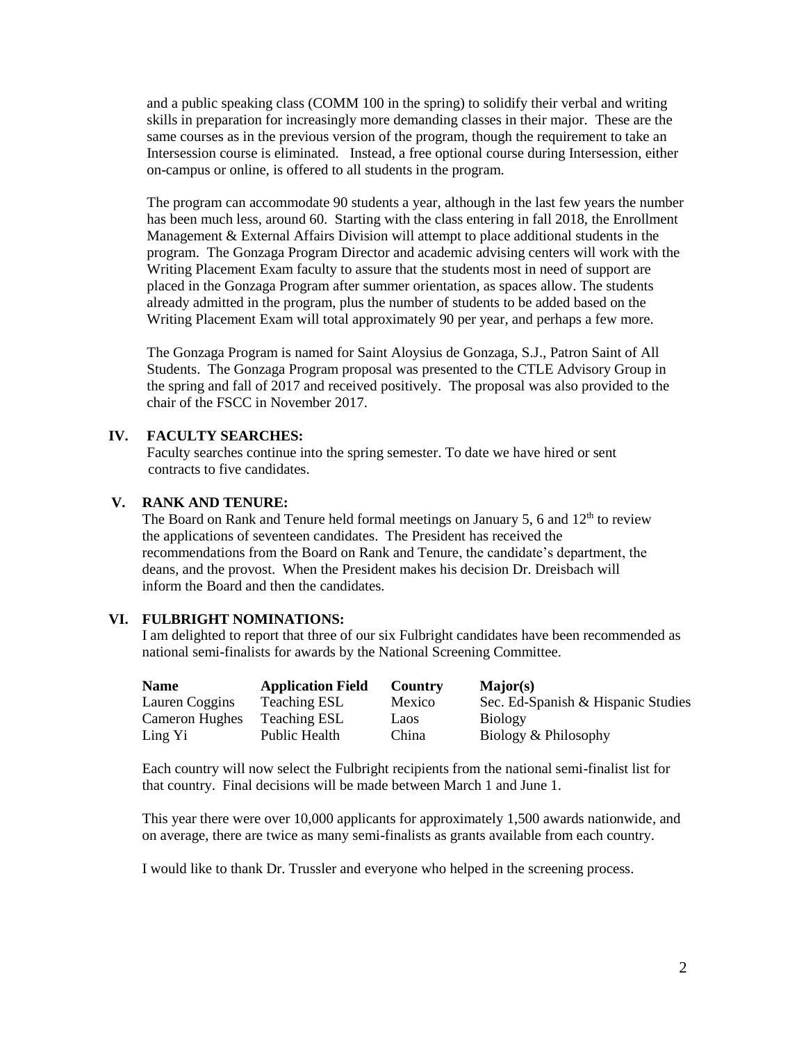and a public speaking class (COMM 100 in the spring) to solidify their verbal and writing skills in preparation for increasingly more demanding classes in their major. These are the same courses as in the previous version of the program, though the requirement to take an Intersession course is eliminated. Instead, a free optional course during Intersession, either on-campus or online, is offered to all students in the program.

The program can accommodate 90 students a year, although in the last few years the number has been much less, around 60. Starting with the class entering in fall 2018, the Enrollment Management & External Affairs Division will attempt to place additional students in the program. The Gonzaga Program Director and academic advising centers will work with the Writing Placement Exam faculty to assure that the students most in need of support are placed in the Gonzaga Program after summer orientation, as spaces allow. The students already admitted in the program, plus the number of students to be added based on the Writing Placement Exam will total approximately 90 per year, and perhaps a few more.

The Gonzaga Program is named for Saint Aloysius de Gonzaga, S.J., Patron Saint of All Students. The Gonzaga Program proposal was presented to the CTLE Advisory Group in the spring and fall of 2017 and received positively. The proposal was also provided to the chair of the FSCC in November 2017.

## IV. FACULTY SEARCHES:

Faculty searches continue into the spring semester. To date we have hired or sent contracts to five candidates.

## V. RANK AND TENURE:

The Board on Rank and Tenure held formal meetings on January 5, 6 and 12th to review the applications of seventeen candidates. The President has received the recommendations from the Board on Rank and Tenure, the candidate's department, the deans, and the provost. When the President makes his decision Dr. Dreisbach will inform the Board and then the candidates.

## VI. FULBRIGHT NOMINATIONS:

I am delighted to report that three of our six Fulbright candidates have been recommended as national semi-finalists for awards by the National Screening Committee.

| Name | Application Field | Country | Major(s) |
|---|---|---|---|
| Lauren Coggins | Teaching ESL | Mexico | Sec. Ed-Spanish & Hispanic Studies |
| Cameron Hughes | Teaching ESL | Laos | Biology |
| Ling Yi | Public Health | China | Biology & Philosophy |

Each country will now select the Fulbright recipients from the national semi-finalist list for that country. Final decisions will be made between March 1 and June 1.

This year there were over 10,000 applicants for approximately 1,500 awards nationwide, and on average, there are twice as many semi-finalists as grants available from each country.

I would like to thank Dr. Trussler and everyone who helped in the screening process.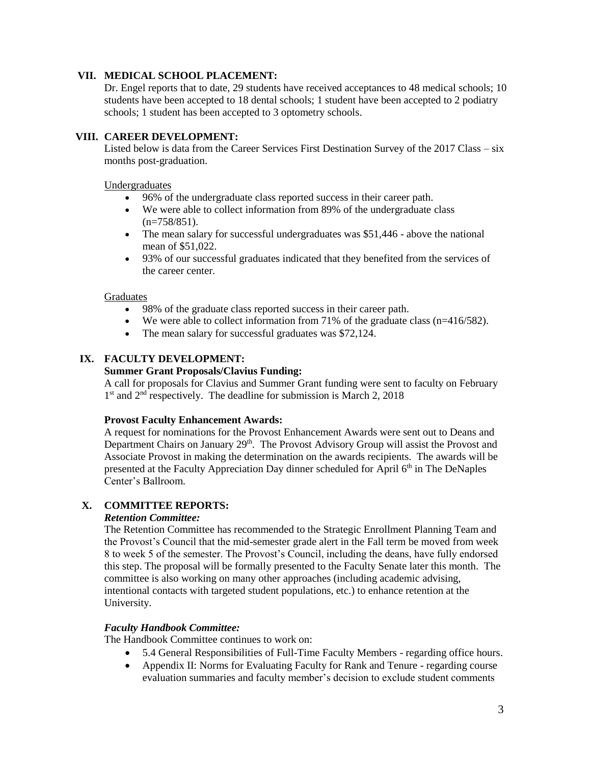## VII. MEDICAL SCHOOL PLACEMENT:

Dr. Engel reports that to date, 29 students have received acceptances to 48 medical schools; 10 students have been accepted to 18 dental schools; 1 student have been accepted to 2 podiatry schools; 1 student has been accepted to 3 optometry schools.

## VIII. CAREER DEVELOPMENT:

Listed below is data from the Career Services First Destination Survey of the 2017 Class – six months post-graduation.

Undergraduates

- 96% of the undergraduate class reported success in their career path.
- We were able to collect information from 89% of the undergraduate class (n=758/851).
- The mean salary for successful undergraduates was $51,446 - above the national mean of $51,022.
- 93% of our successful graduates indicated that they benefited from the services of the career center.

Graduates

- 98% of the graduate class reported success in their career path.
- We were able to collect information from 71% of the graduate class (n=416/582).
- The mean salary for successful graduates was $72,124.

## IX. FACULTY DEVELOPMENT:

**Summer Grant Proposals/Clavius Funding:**

A call for proposals for Clavius and Summer Grant funding were sent to faculty on February 1st and 2nd respectively. The deadline for submission is March 2, 2018

**Provost Faculty Enhancement Awards:**

A request for nominations for the Provost Enhancement Awards were sent out to Deans and Department Chairs on January 29th. The Provost Advisory Group will assist the Provost and Associate Provost in making the determination on the awards recipients. The awards will be presented at the Faculty Appreciation Day dinner scheduled for April 6th in The DeNaples Center's Ballroom.

## X. COMMITTEE REPORTS:

***Retention Committee:***

The Retention Committee has recommended to the Strategic Enrollment Planning Team and the Provost's Council that the mid-semester grade alert in the Fall term be moved from week 8 to week 5 of the semester. The Provost's Council, including the deans, have fully endorsed this step. The proposal will be formally presented to the Faculty Senate later this month. The committee is also working on many other approaches (including academic advising, intentional contacts with targeted student populations, etc.) to enhance retention at the University.

***Faculty Handbook Committee:***

The Handbook Committee continues to work on:

- 5.4 General Responsibilities of Full-Time Faculty Members - regarding office hours.
- Appendix II: Norms for Evaluating Faculty for Rank and Tenure - regarding course evaluation summaries and faculty member's decision to exclude student comments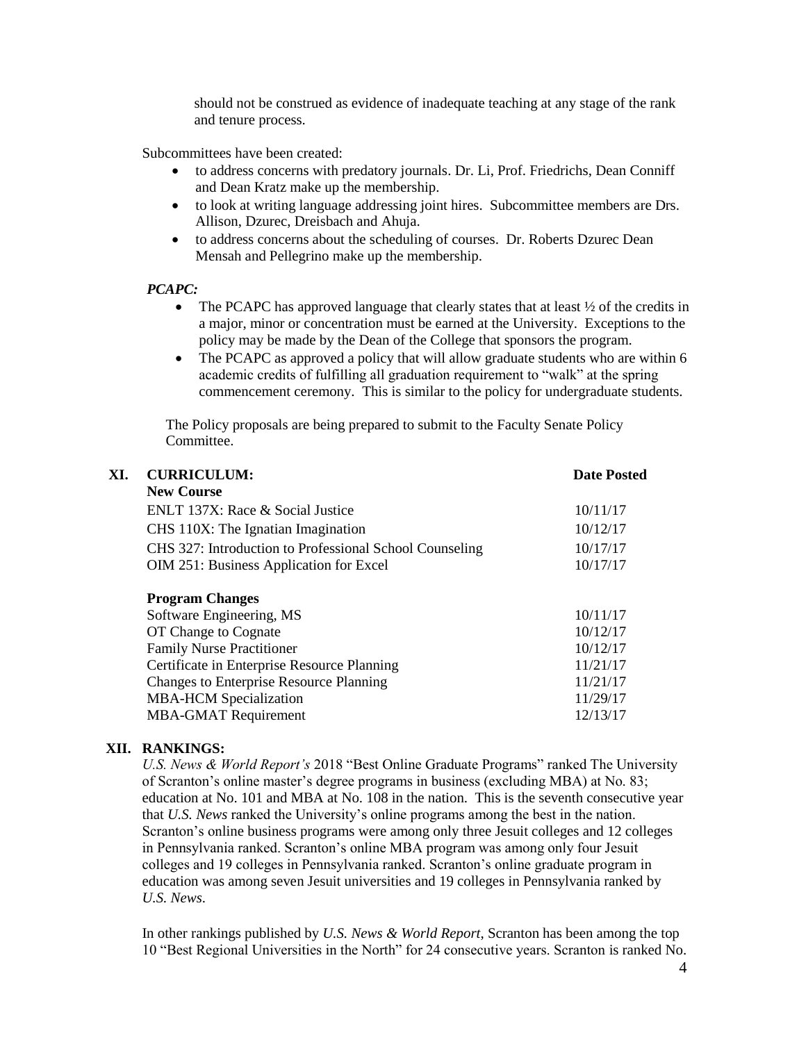should not be construed as evidence of inadequate teaching at any stage of the rank and tenure process.

Subcommittees have been created:

- to address concerns with predatory journals. Dr. Li, Prof. Friedrichs, Dean Conniff and Dean Kratz make up the membership.
- to look at writing language addressing joint hires. Subcommittee members are Drs. Allison, Dzurec, Dreisbach and Ahuja.
- to address concerns about the scheduling of courses. Dr. Roberts Dzurec Dean Mensah and Pellegrino make up the membership.

*PCAPC:*

- The PCAPC has approved language that clearly states that at least ½ of the credits in a major, minor or concentration must be earned at the University. Exceptions to the policy may be made by the Dean of the College that sponsors the program.
- The PCAPC as approved a policy that will allow graduate students who are within 6 academic credits of fulfilling all graduation requirement to "walk" at the spring commencement ceremony. This is similar to the policy for undergraduate students.

The Policy proposals are being prepared to submit to the Faculty Senate Policy Committee.

## XI. CURRICULUM:

| **New Course** | **Date Posted** |
|---|---|
| ENLT 137X: Race & Social Justice | 10/11/17 |
| CHS 110X: The Ignatian Imagination | 10/12/17 |
| CHS 327: Introduction to Professional School Counseling | 10/17/17 |
| OIM 251: Business Application for Excel | 10/17/17 |
| **Program Changes** | |
| Software Engineering, MS | 10/11/17 |
| OT Change to Cognate | 10/12/17 |
| Family Nurse Practitioner | 10/12/17 |
| Certificate in Enterprise Resource Planning | 11/21/17 |
| Changes to Enterprise Resource Planning | 11/21/17 |
| MBA-HCM Specialization | 11/29/17 |
| MBA-GMAT Requirement | 12/13/17 |

## XII. RANKINGS:

*U.S. News & World Report's* 2018 "Best Online Graduate Programs" ranked The University of Scranton's online master's degree programs in business (excluding MBA) at No. 83; education at No. 101 and MBA at No. 108 in the nation. This is the seventh consecutive year that *U.S. News* ranked the University's online programs among the best in the nation. Scranton's online business programs were among only three Jesuit colleges and 12 colleges in Pennsylvania ranked. Scranton's online MBA program was among only four Jesuit colleges and 19 colleges in Pennsylvania ranked. Scranton's online graduate program in education was among seven Jesuit universities and 19 colleges in Pennsylvania ranked by *U.S. News*.

In other rankings published by *U.S. News & World Report*, Scranton has been among the top 10 "Best Regional Universities in the North" for 24 consecutive years. Scranton is ranked No.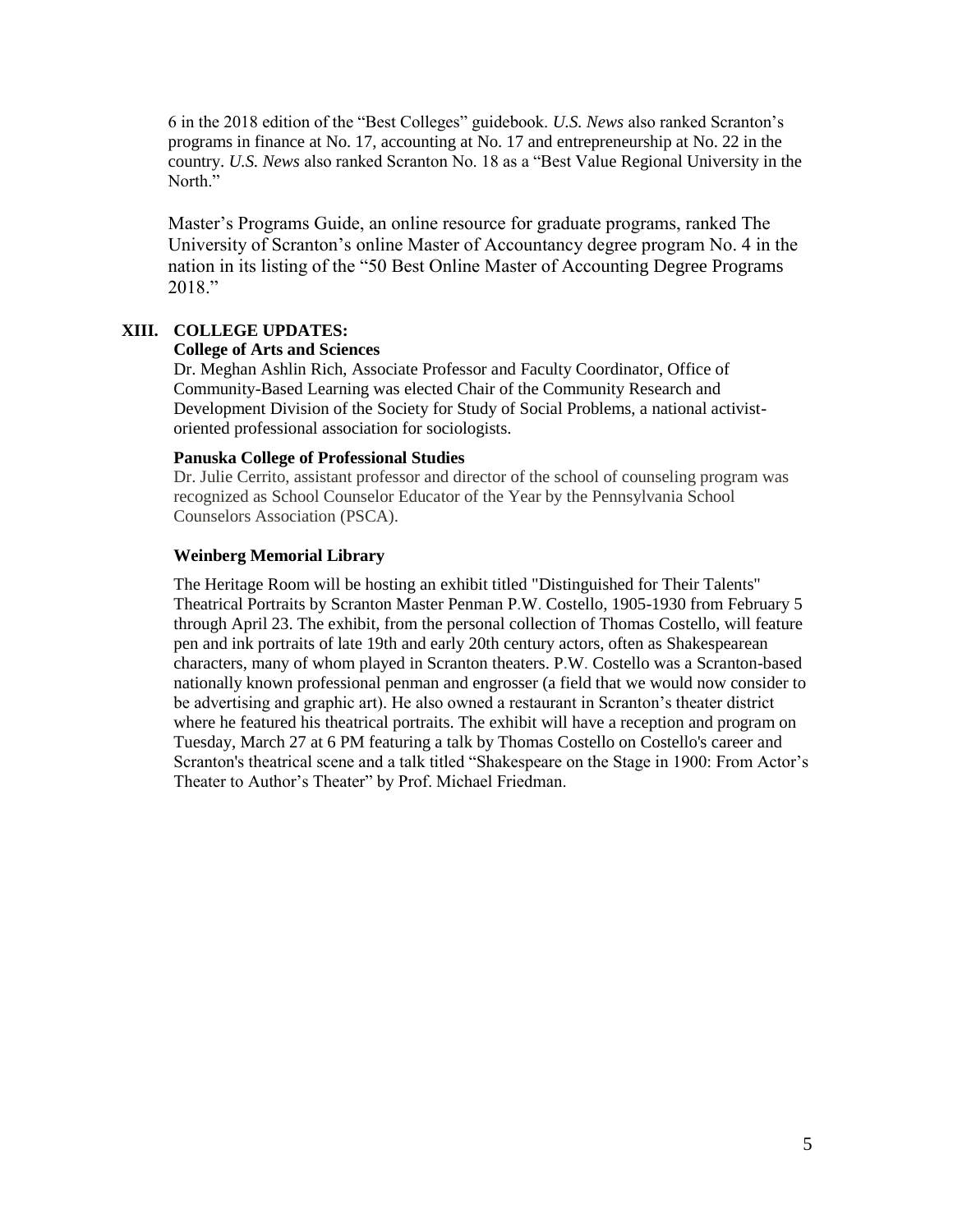6 in the 2018 edition of the "Best Colleges" guidebook. *U.S. News* also ranked Scranton's programs in finance at No. 17, accounting at No. 17 and entrepreneurship at No. 22 in the country. *U.S. News* also ranked Scranton No. 18 as a "Best Value Regional University in the North."

Master's Programs Guide, an online resource for graduate programs, ranked The University of Scranton's online Master of Accountancy degree program No. 4 in the nation in its listing of the "50 Best Online Master of Accounting Degree Programs 2018."

## XIII. COLLEGE UPDATES:

**College of Arts and Sciences**

Dr. Meghan Ashlin Rich, Associate Professor and Faculty Coordinator, Office of Community-Based Learning was elected Chair of the Community Research and Development Division of the Society for Study of Social Problems, a national activist-oriented professional association for sociologists.

**Panuska College of Professional Studies**

Dr. Julie Cerrito, assistant professor and director of the school of counseling program was recognized as School Counselor Educator of the Year by the Pennsylvania School Counselors Association (PSCA).

**Weinberg Memorial Library**

The Heritage Room will be hosting an exhibit titled "Distinguished for Their Talents" Theatrical Portraits by Scranton Master Penman P.W. Costello, 1905-1930 from February 5 through April 23. The exhibit, from the personal collection of Thomas Costello, will feature pen and ink portraits of late 19th and early 20th century actors, often as Shakespearean characters, many of whom played in Scranton theaters. P.W. Costello was a Scranton-based nationally known professional penman and engrosser (a field that we would now consider to be advertising and graphic art). He also owned a restaurant in Scranton's theater district where he featured his theatrical portraits. The exhibit will have a reception and program on Tuesday, March 27 at 6 PM featuring a talk by Thomas Costello on Costello's career and Scranton's theatrical scene and a talk titled "Shakespeare on the Stage in 1900: From Actor's Theater to Author's Theater" by Prof. Michael Friedman.